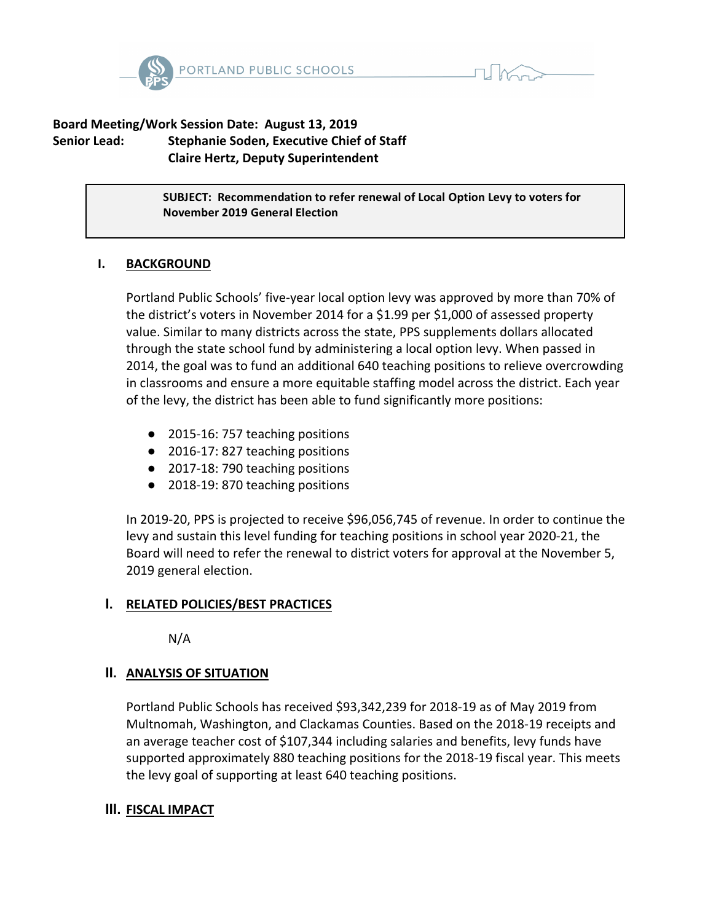**Board Meeting/Work Session Date: August 13, 2019**
**Senior Lead: Stephanie Soden, Executive Chief of Staff**
**Claire Hertz, Deputy Superintendent**

> **SUBJECT: Recommendation to refer renewal of Local Option Levy to voters for November 2019 General Election**

## I. BACKGROUND

Portland Public Schools' five-year local option levy was approved by more than 70% of the district's voters in November 2014 for a $1.99 per $1,000 of assessed property value. Similar to many districts across the state, PPS supplements dollars allocated through the state school fund by administering a local option levy. When passed in 2014, the goal was to fund an additional 640 teaching positions to relieve overcrowding in classrooms and ensure a more equitable staffing model across the district. Each year of the levy, the district has been able to fund significantly more positions:

- 2015-16: 757 teaching positions
- 2016-17: 827 teaching positions
- 2017-18: 790 teaching positions
- 2018-19: 870 teaching positions

In 2019-20, PPS is projected to receive $96,056,745 of revenue. In order to continue the levy and sustain this level funding for teaching positions in school year 2020-21, the Board will need to refer the renewal to district voters for approval at the November 5, 2019 general election.

## I. RELATED POLICIES/BEST PRACTICES

N/A

## II. ANALYSIS OF SITUATION

Portland Public Schools has received $93,342,239 for 2018-19 as of May 2019 from Multnomah, Washington, and Clackamas Counties. Based on the 2018-19 receipts and an average teacher cost of $107,344 including salaries and benefits, levy funds have supported approximately 880 teaching positions for the 2018-19 fiscal year. This meets the levy goal of supporting at least 640 teaching positions.

## III. FISCAL IMPACT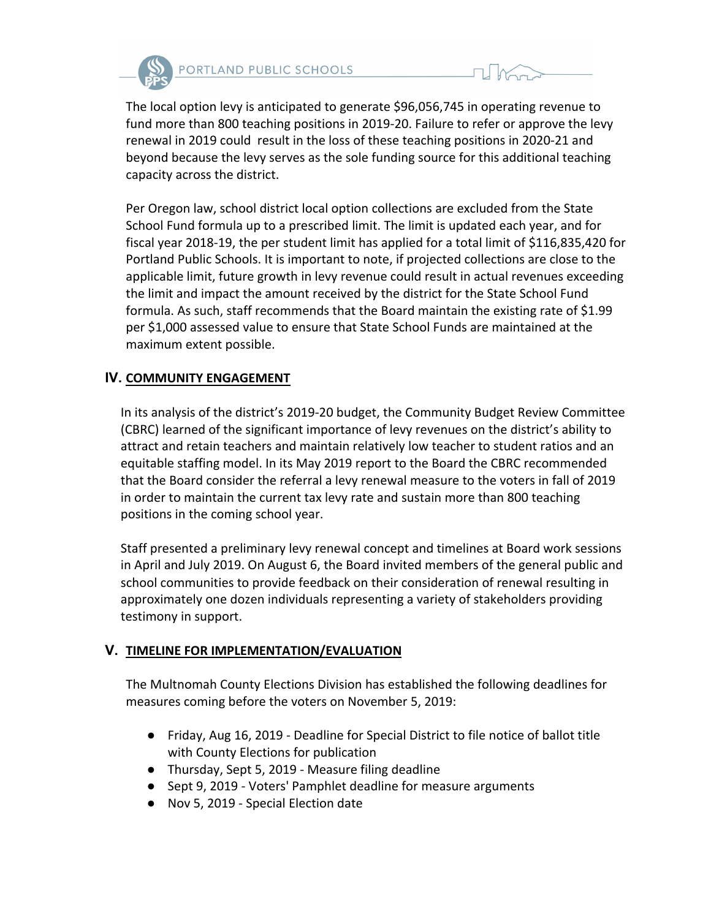The local option levy is anticipated to generate $96,056,745 in operating revenue to fund more than 800 teaching positions in 2019-20. Failure to refer or approve the levy renewal in 2019 could result in the loss of these teaching positions in 2020-21 and beyond because the levy serves as the sole funding source for this additional teaching capacity across the district.

Per Oregon law, school district local option collections are excluded from the State School Fund formula up to a prescribed limit. The limit is updated each year, and for fiscal year 2018-19, the per student limit has applied for a total limit of $116,835,420 for Portland Public Schools. It is important to note, if projected collections are close to the applicable limit, future growth in levy revenue could result in actual revenues exceeding the limit and impact the amount received by the district for the State School Fund formula. As such, staff recommends that the Board maintain the existing rate of $1.99 per $1,000 assessed value to ensure that State School Funds are maintained at the maximum extent possible.

## IV. COMMUNITY ENGAGEMENT

In its analysis of the district's 2019-20 budget, the Community Budget Review Committee (CBRC) learned of the significant importance of levy revenues on the district's ability to attract and retain teachers and maintain relatively low teacher to student ratios and an equitable staffing model. In its May 2019 report to the Board the CBRC recommended that the Board consider the referral a levy renewal measure to the voters in fall of 2019 in order to maintain the current tax levy rate and sustain more than 800 teaching positions in the coming school year.

Staff presented a preliminary levy renewal concept and timelines at Board work sessions in April and July 2019. On August 6, the Board invited members of the general public and school communities to provide feedback on their consideration of renewal resulting in approximately one dozen individuals representing a variety of stakeholders providing testimony in support.

## V. TIMELINE FOR IMPLEMENTATION/EVALUATION

The Multnomah County Elections Division has established the following deadlines for measures coming before the voters on November 5, 2019:

- Friday, Aug 16, 2019 - Deadline for Special District to file notice of ballot title with County Elections for publication
- Thursday, Sept 5, 2019 - Measure filing deadline
- Sept 9, 2019 - Voters' Pamphlet deadline for measure arguments
- Nov 5, 2019 - Special Election date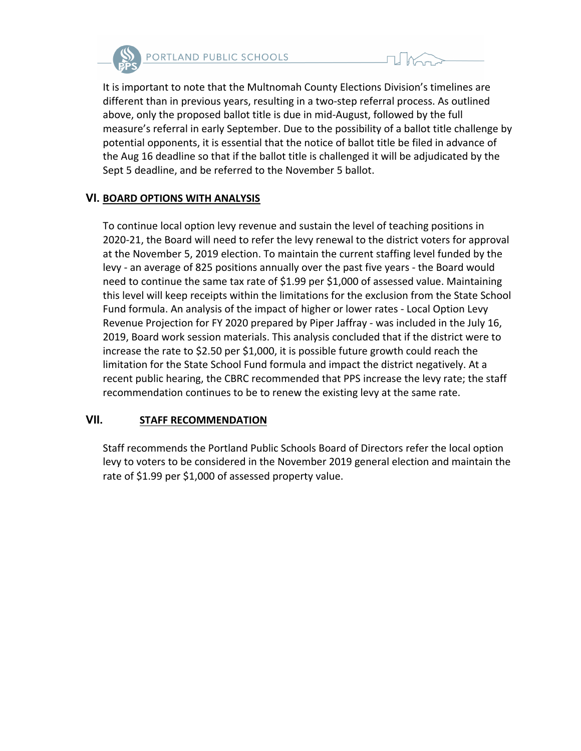It is important to note that the Multnomah County Elections Division's timelines are different than in previous years, resulting in a two-step referral process. As outlined above, only the proposed ballot title is due in mid-August, followed by the full measure's referral in early September. Due to the possibility of a ballot title challenge by potential opponents, it is essential that the notice of ballot title be filed in advance of the Aug 16 deadline so that if the ballot title is challenged it will be adjudicated by the Sept 5 deadline, and be referred to the November 5 ballot.

## VI. BOARD OPTIONS WITH ANALYSIS

To continue local option levy revenue and sustain the level of teaching positions in 2020-21, the Board will need to refer the levy renewal to the district voters for approval at the November 5, 2019 election. To maintain the current staffing level funded by the levy - an average of 825 positions annually over the past five years - the Board would need to continue the same tax rate of $1.99 per $1,000 of assessed value. Maintaining this level will keep receipts within the limitations for the exclusion from the State School Fund formula. An analysis of the impact of higher or lower rates - Local Option Levy Revenue Projection for FY 2020 prepared by Piper Jaffray - was included in the July 16, 2019, Board work session materials. This analysis concluded that if the district were to increase the rate to $2.50 per $1,000, it is possible future growth could reach the limitation for the State School Fund formula and impact the district negatively. At a recent public hearing, the CBRC recommended that PPS increase the levy rate; the staff recommendation continues to be to renew the existing levy at the same rate.

## VII. STAFF RECOMMENDATION

Staff recommends the Portland Public Schools Board of Directors refer the local option levy to voters to be considered in the November 2019 general election and maintain the rate of $1.99 per $1,000 of assessed property value.